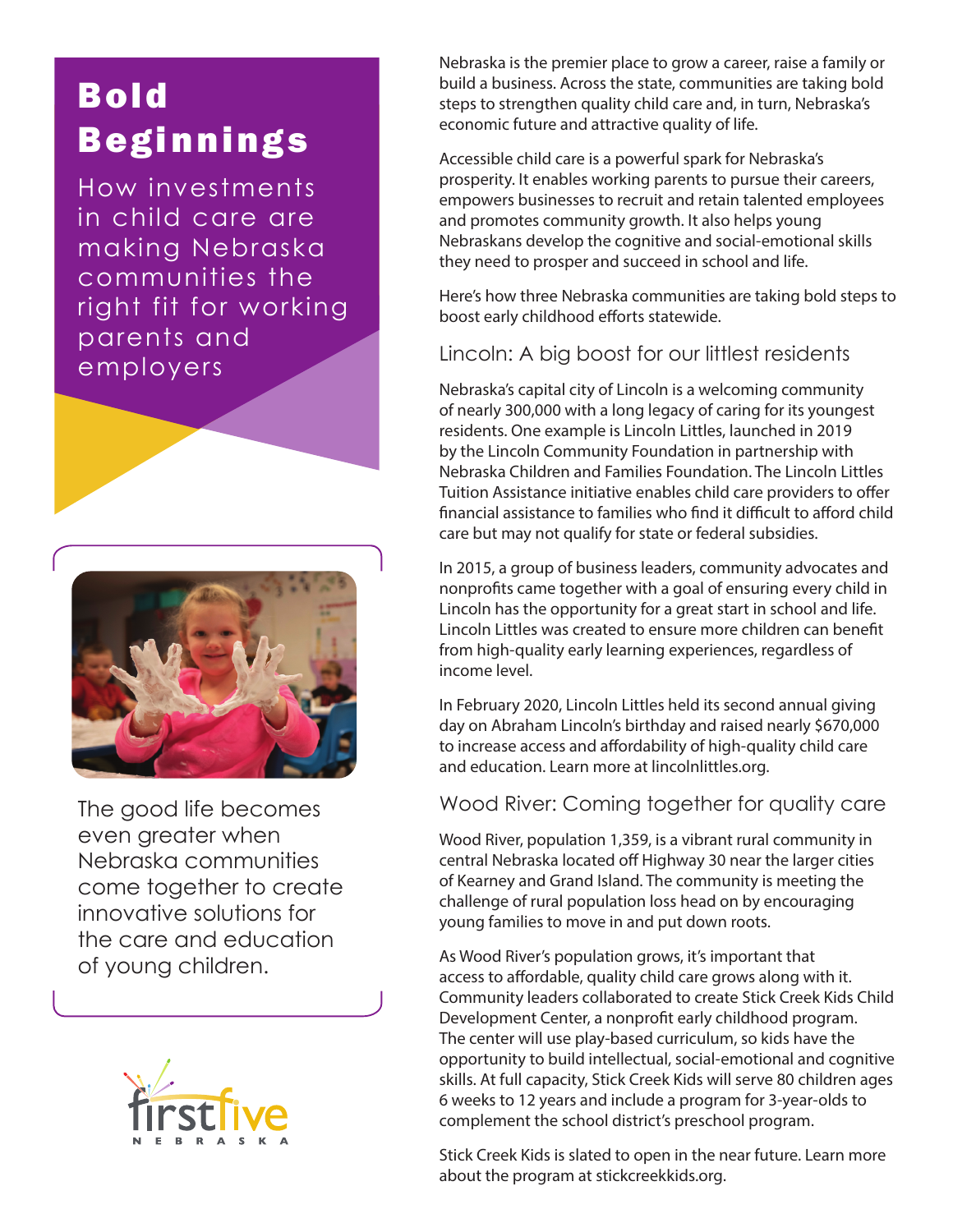# Bold Beginnings

How investments in child care are making Nebraska communities the right fit for working parents and employers

The good life becomes even greater when Nebraska communities come together to create innovative solutions for the care and education of young children.

firstfive NEBRASKA

Nebraska is the premier place to grow a career, raise a family or build a business. Across the state, communities are taking bold steps to strengthen quality child care and, in turn, Nebraska's economic future and attractive quality of life.

Accessible child care is a powerful spark for Nebraska's prosperity. It enables working parents to pursue their careers, empowers businesses to recruit and retain talented employees and promotes community growth. It also helps young Nebraskans develop the cognitive and social-emotional skills they need to prosper and succeed in school and life.

Here's how three Nebraska communities are taking bold steps to boost early childhood efforts statewide.

## Lincoln: A big boost for our littlest residents

Nebraska's capital city of Lincoln is a welcoming community of nearly 300,000 with a long legacy of caring for its youngest residents. One example is Lincoln Littles, launched in 2019 by the Lincoln Community Foundation in partnership with Nebraska Children and Families Foundation. The Lincoln Littles Tuition Assistance initiative enables child care providers to offer financial assistance to families who find it difficult to afford child care but may not qualify for state or federal subsidies.

In 2015, a group of business leaders, community advocates and nonprofits came together with a goal of ensuring every child in Lincoln has the opportunity for a great start in school and life. Lincoln Littles was created to ensure more children can benefit from high-quality early learning experiences, regardless of income level.

In February 2020, Lincoln Littles held its second annual giving day on Abraham Lincoln's birthday and raised nearly $670,000 to increase access and affordability of high-quality child care and education. Learn more at lincolnlittles.org.

## Wood River: Coming together for quality care

Wood River, population 1,359, is a vibrant rural community in central Nebraska located off Highway 30 near the larger cities of Kearney and Grand Island. The community is meeting the challenge of rural population loss head on by encouraging young families to move in and put down roots.

As Wood River's population grows, it's important that access to affordable, quality child care grows along with it. Community leaders collaborated to create Stick Creek Kids Child Development Center, a nonprofit early childhood program. The center will use play-based curriculum, so kids have the opportunity to build intellectual, social-emotional and cognitive skills. At full capacity, Stick Creek Kids will serve 80 children ages 6 weeks to 12 years and include a program for 3-year-olds to complement the school district's preschool program.

Stick Creek Kids is slated to open in the near future. Learn more about the program at stickcreekkids.org.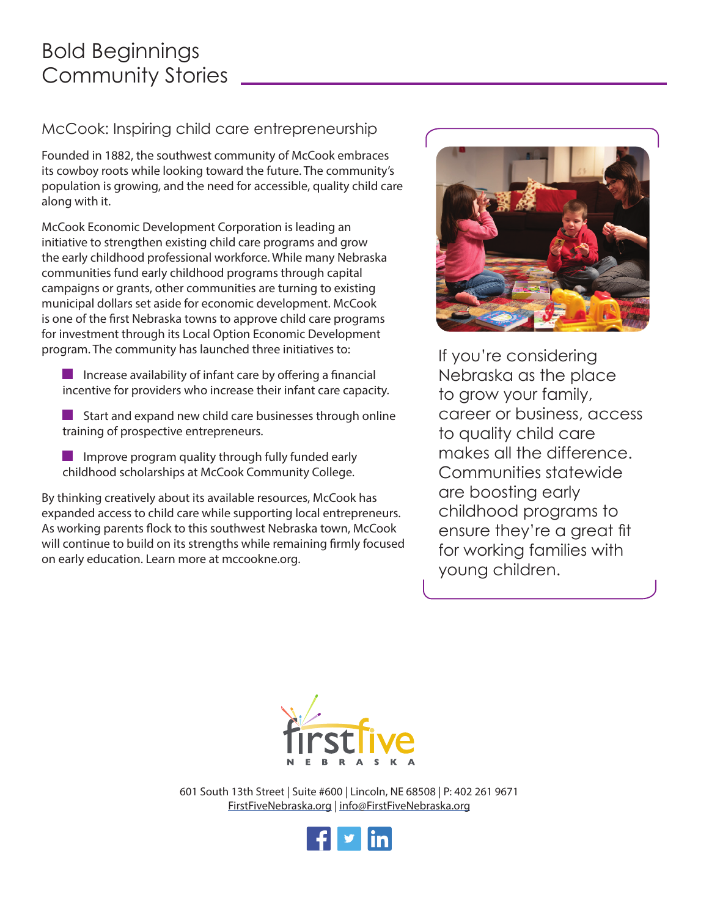# Bold Beginnings Community Stories

## McCook: Inspiring child care entrepreneurship

Founded in 1882, the southwest community of McCook embraces its cowboy roots while looking toward the future. The community's population is growing, and the need for accessible, quality child care along with it.

McCook Economic Development Corporation is leading an initiative to strengthen existing child care programs and grow the early childhood professional workforce. While many Nebraska communities fund early childhood programs through capital campaigns or grants, other communities are turning to existing municipal dollars set aside for economic development. McCook is one of the first Nebraska towns to approve child care programs for investment through its Local Option Economic Development program. The community has launched three initiatives to:

- Increase availability of infant care by offering a financial incentive for providers who increase their infant care capacity.
- Start and expand new child care businesses through online training of prospective entrepreneurs.
- Improve program quality through fully funded early childhood scholarships at McCook Community College.

By thinking creatively about its available resources, McCook has expanded access to child care while supporting local entrepreneurs. As working parents flock to this southwest Nebraska town, McCook will continue to build on its strengths while remaining firmly focused on early education. Learn more at mccookne.org.

If you're considering Nebraska as the place to grow your family, career or business, access to quality child care makes all the difference. Communities statewide are boosting early childhood programs to ensure they're a great fit for working families with young children.

firstfive NEBRASKA

601 South 13th Street | Suite #600 | Lincoln, NE 68508 | P: 402 261 9671
FirstFiveNebraska.org | info@FirstFiveNebraska.org